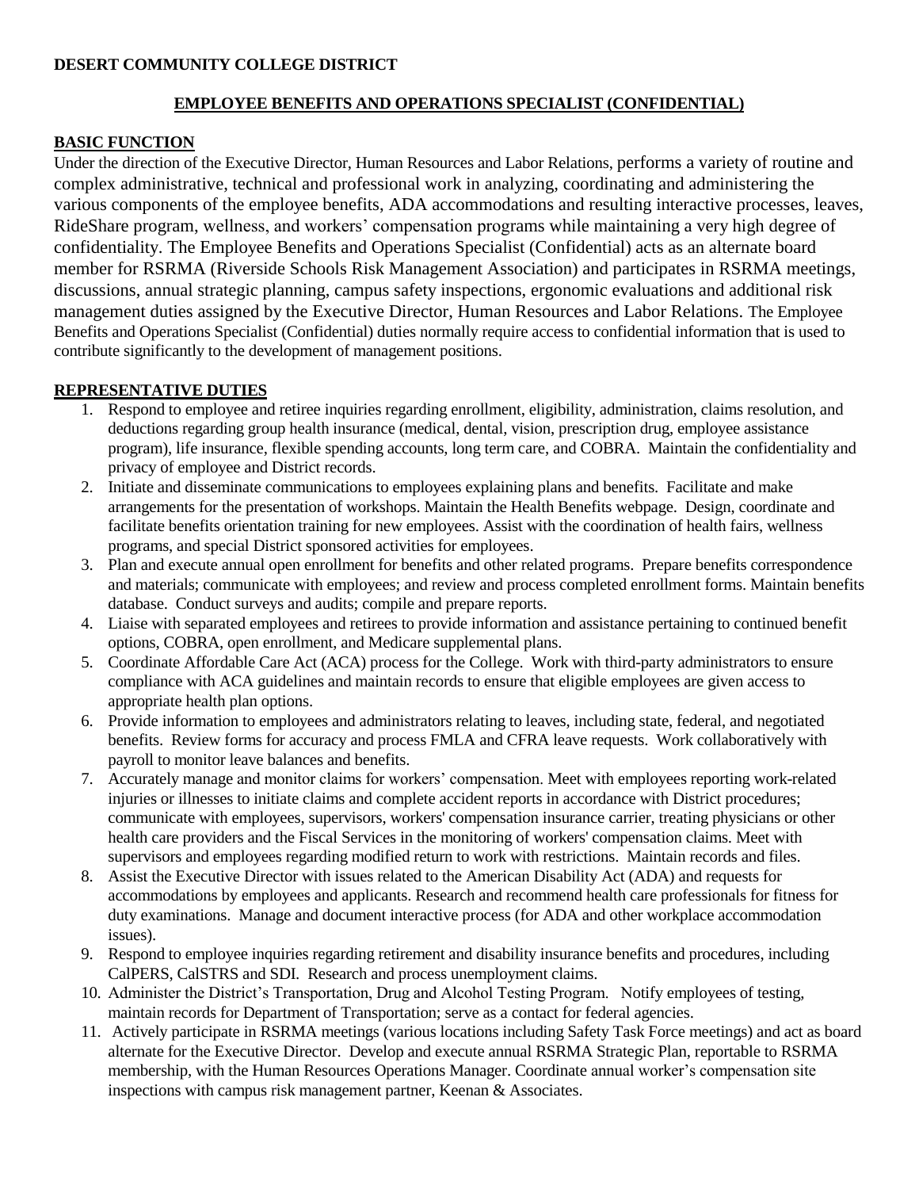**DESERT COMMUNITY COLLEGE DISTRICT**

## EMPLOYEE BENEFITS AND OPERATIONS SPECIALIST (CONFIDENTIAL)

### BASIC FUNCTION

Under the direction of the Executive Director, Human Resources and Labor Relations, performs a variety of routine and complex administrative, technical and professional work in analyzing, coordinating and administering the various components of the employee benefits, ADA accommodations and resulting interactive processes, leaves, RideShare program, wellness, and workers' compensation programs while maintaining a very high degree of confidentiality. The Employee Benefits and Operations Specialist (Confidential) acts as an alternate board member for RSRMA (Riverside Schools Risk Management Association) and participates in RSRMA meetings, discussions, annual strategic planning, campus safety inspections, ergonomic evaluations and additional risk management duties assigned by the Executive Director, Human Resources and Labor Relations. The Employee Benefits and Operations Specialist (Confidential) duties normally require access to confidential information that is used to contribute significantly to the development of management positions.

### REPRESENTATIVE DUTIES

1. Respond to employee and retiree inquiries regarding enrollment, eligibility, administration, claims resolution, and deductions regarding group health insurance (medical, dental, vision, prescription drug, employee assistance program), life insurance, flexible spending accounts, long term care, and COBRA. Maintain the confidentiality and privacy of employee and District records.
2. Initiate and disseminate communications to employees explaining plans and benefits. Facilitate and make arrangements for the presentation of workshops. Maintain the Health Benefits webpage. Design, coordinate and facilitate benefits orientation training for new employees. Assist with the coordination of health fairs, wellness programs, and special District sponsored activities for employees.
3. Plan and execute annual open enrollment for benefits and other related programs. Prepare benefits correspondence and materials; communicate with employees; and review and process completed enrollment forms. Maintain benefits database. Conduct surveys and audits; compile and prepare reports.
4. Liaise with separated employees and retirees to provide information and assistance pertaining to continued benefit options, COBRA, open enrollment, and Medicare supplemental plans.
5. Coordinate Affordable Care Act (ACA) process for the College. Work with third-party administrators to ensure compliance with ACA guidelines and maintain records to ensure that eligible employees are given access to appropriate health plan options.
6. Provide information to employees and administrators relating to leaves, including state, federal, and negotiated benefits. Review forms for accuracy and process FMLA and CFRA leave requests. Work collaboratively with payroll to monitor leave balances and benefits.
7. Accurately manage and monitor claims for workers' compensation. Meet with employees reporting work-related injuries or illnesses to initiate claims and complete accident reports in accordance with District procedures; communicate with employees, supervisors, workers' compensation insurance carrier, treating physicians or other health care providers and the Fiscal Services in the monitoring of workers' compensation claims. Meet with supervisors and employees regarding modified return to work with restrictions. Maintain records and files.
8. Assist the Executive Director with issues related to the American Disability Act (ADA) and requests for accommodations by employees and applicants. Research and recommend health care professionals for fitness for duty examinations. Manage and document interactive process (for ADA and other workplace accommodation issues).
9. Respond to employee inquiries regarding retirement and disability insurance benefits and procedures, including CalPERS, CalSTRS and SDI. Research and process unemployment claims.
10. Administer the District's Transportation, Drug and Alcohol Testing Program. Notify employees of testing, maintain records for Department of Transportation; serve as a contact for federal agencies.
11. Actively participate in RSRMA meetings (various locations including Safety Task Force meetings) and act as board alternate for the Executive Director. Develop and execute annual RSRMA Strategic Plan, reportable to RSRMA membership, with the Human Resources Operations Manager. Coordinate annual worker's compensation site inspections with campus risk management partner, Keenan & Associates.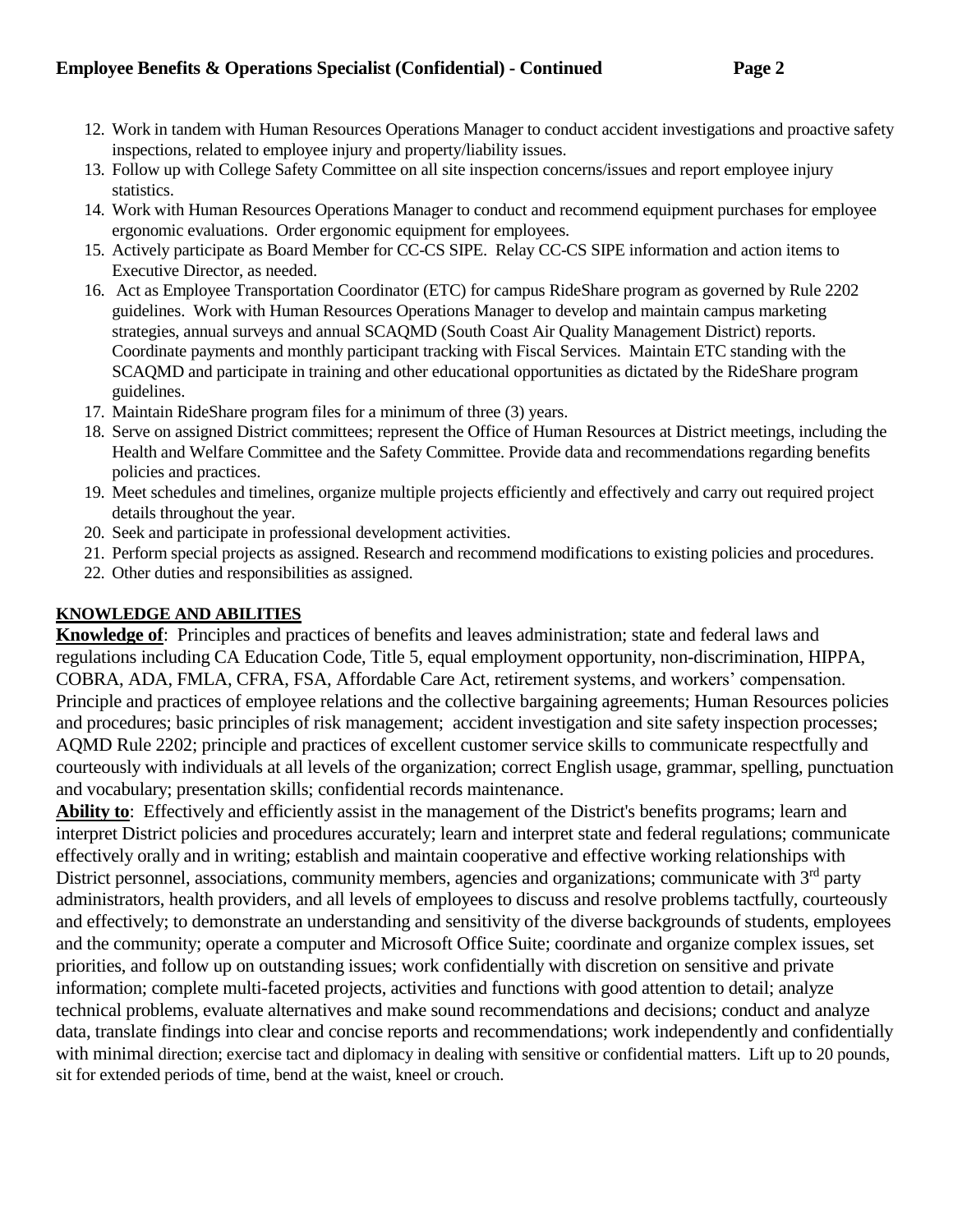12. Work in tandem with Human Resources Operations Manager to conduct accident investigations and proactive safety inspections, related to employee injury and property/liability issues.
13. Follow up with College Safety Committee on all site inspection concerns/issues and report employee injury statistics.
14. Work with Human Resources Operations Manager to conduct and recommend equipment purchases for employee ergonomic evaluations. Order ergonomic equipment for employees.
15. Actively participate as Board Member for CC-CS SIPE. Relay CC-CS SIPE information and action items to Executive Director, as needed.
16. Act as Employee Transportation Coordinator (ETC) for campus RideShare program as governed by Rule 2202 guidelines. Work with Human Resources Operations Manager to develop and maintain campus marketing strategies, annual surveys and annual SCAQMD (South Coast Air Quality Management District) reports. Coordinate payments and monthly participant tracking with Fiscal Services. Maintain ETC standing with the SCAQMD and participate in training and other educational opportunities as dictated by the RideShare program guidelines.
17. Maintain RideShare program files for a minimum of three (3) years.
18. Serve on assigned District committees; represent the Office of Human Resources at District meetings, including the Health and Welfare Committee and the Safety Committee. Provide data and recommendations regarding benefits policies and practices.
19. Meet schedules and timelines, organize multiple projects efficiently and effectively and carry out required project details throughout the year.
20. Seek and participate in professional development activities.
21. Perform special projects as assigned. Research and recommend modifications to existing policies and procedures.
22. Other duties and responsibilities as assigned.

## KNOWLEDGE AND ABILITIES

**Knowledge of**: Principles and practices of benefits and leaves administration; state and federal laws and regulations including CA Education Code, Title 5, equal employment opportunity, non-discrimination, HIPPA, COBRA, ADA, FMLA, CFRA, FSA, Affordable Care Act, retirement systems, and workers' compensation. Principle and practices of employee relations and the collective bargaining agreements; Human Resources policies and procedures; basic principles of risk management; accident investigation and site safety inspection processes; AQMD Rule 2202; principle and practices of excellent customer service skills to communicate respectfully and courteously with individuals at all levels of the organization; correct English usage, grammar, spelling, punctuation and vocabulary; presentation skills; confidential records maintenance.

**Ability to**: Effectively and efficiently assist in the management of the District's benefits programs; learn and interpret District policies and procedures accurately; learn and interpret state and federal regulations; communicate effectively orally and in writing; establish and maintain cooperative and effective working relationships with District personnel, associations, community members, agencies and organizations; communicate with 3rd party administrators, health providers, and all levels of employees to discuss and resolve problems tactfully, courteously and effectively; to demonstrate an understanding and sensitivity of the diverse backgrounds of students, employees and the community; operate a computer and Microsoft Office Suite; coordinate and organize complex issues, set priorities, and follow up on outstanding issues; work confidentially with discretion on sensitive and private information; complete multi-faceted projects, activities and functions with good attention to detail; analyze technical problems, evaluate alternatives and make sound recommendations and decisions; conduct and analyze data, translate findings into clear and concise reports and recommendations; work independently and confidentially with minimal direction; exercise tact and diplomacy in dealing with sensitive or confidential matters. Lift up to 20 pounds, sit for extended periods of time, bend at the waist, kneel or crouch.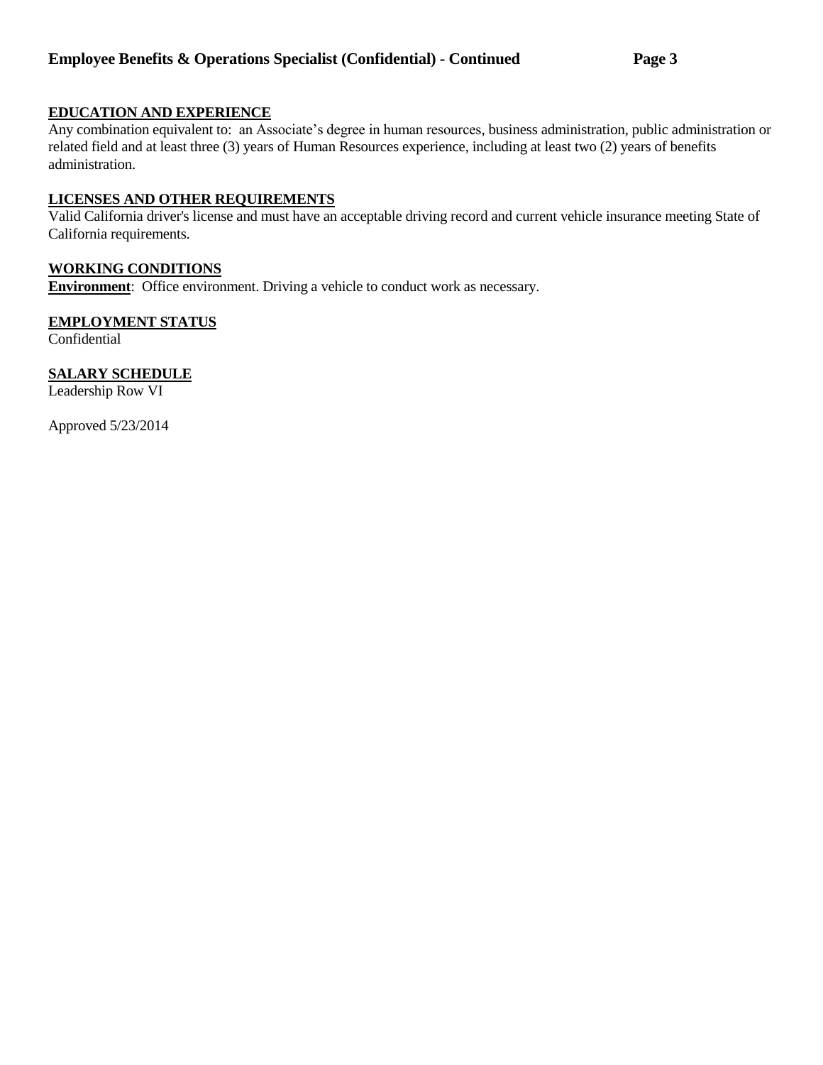## EDUCATION AND EXPERIENCE

Any combination equivalent to: an Associate's degree in human resources, business administration, public administration or related field and at least three (3) years of Human Resources experience, including at least two (2) years of benefits administration.

## LICENSES AND OTHER REQUIREMENTS

Valid California driver's license and must have an acceptable driving record and current vehicle insurance meeting State of California requirements.

## WORKING CONDITIONS

**Environment**: Office environment. Driving a vehicle to conduct work as necessary.

## EMPLOYMENT STATUS

Confidential

## SALARY SCHEDULE

Leadership Row VI

Approved 5/23/2014